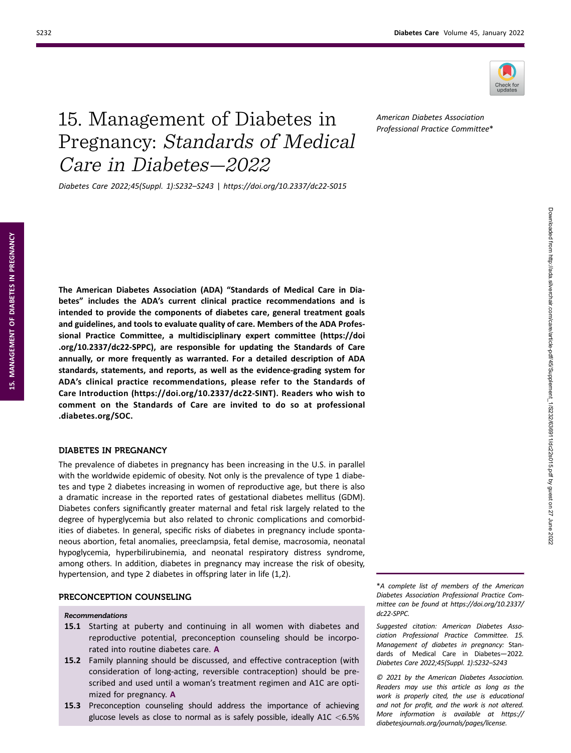# 15. Management of Diabetes in Pregnancy: *Standards of Medical Care in Diabetes—2022*

*Diabetes Care 2022;45(Suppl. 1):S232–S243 | https://doi.org/10.2337/dc22-S015*

*American Diabetes Association Professional Practice Committee**

**The American Diabetes Association (ADA) "Standards of Medical Care in Diabetes" includes the ADA's current clinical practice recommendations and is intended to provide the components of diabetes care, general treatment goals and guidelines, and tools to evaluate quality of care. Members of the ADA Professional Practice Committee, a multidisciplinary expert committee (https://doi.org/10.2337/dc22-SPPC), are responsible for updating the Standards of Care annually, or more frequently as warranted. For a detailed description of ADA standards, statements, and reports, as well as the evidence-grading system for ADA's clinical practice recommendations, please refer to the Standards of Care Introduction (https://doi.org/10.2337/dc22-SINT). Readers who wish to comment on the Standards of Care are invited to do so at professional.diabetes.org/SOC.**

## DIABETES IN PREGNANCY

The prevalence of diabetes in pregnancy has been increasing in the U.S. in parallel with the worldwide epidemic of obesity. Not only is the prevalence of type 1 diabetes and type 2 diabetes increasing in women of reproductive age, but there is also a dramatic increase in the reported rates of gestational diabetes mellitus (GDM). Diabetes confers significantly greater maternal and fetal risk largely related to the degree of hyperglycemia but also related to chronic complications and comorbidities of diabetes. In general, specific risks of diabetes in pregnancy include spontaneous abortion, fetal anomalies, preeclampsia, fetal demise, macrosomia, neonatal hypoglycemia, hyperbilirubinemia, and neonatal respiratory distress syndrome, among others. In addition, diabetes in pregnancy may increase the risk of obesity, hypertension, and type 2 diabetes in offspring later in life (1,2).

## PRECONCEPTION COUNSELING

### Recommendations

**15.1** Starting at puberty and continuing in all women with diabetes and reproductive potential, preconception counseling should be incorporated into routine diabetes care. **A**

**15.2** Family planning should be discussed, and effective contraception (with consideration of long-acting, reversible contraception) should be prescribed and used until a woman's treatment regimen and A1C are optimized for pregnancy. **A**

**15.3** Preconception counseling should address the importance of achieving glucose levels as close to normal as is safely possible, ideally A1C <6.5%

*\*A complete list of members of the American Diabetes Association Professional Practice Committee can be found at https://doi.org/10.2337/dc22-SPPC.*

*Suggested citation: American Diabetes Association Professional Practice Committee. 15. Management of diabetes in pregnancy: Standards of Medical Care in Diabetes—2022. Diabetes Care 2022;45(Suppl. 1):S232–S243*

*© 2021 by the American Diabetes Association. Readers may use this article as long as the work is properly cited, the use is educational and not for profit, and the work is not altered. More information is available at https://diabetesjournals.org/journals/pages/license.*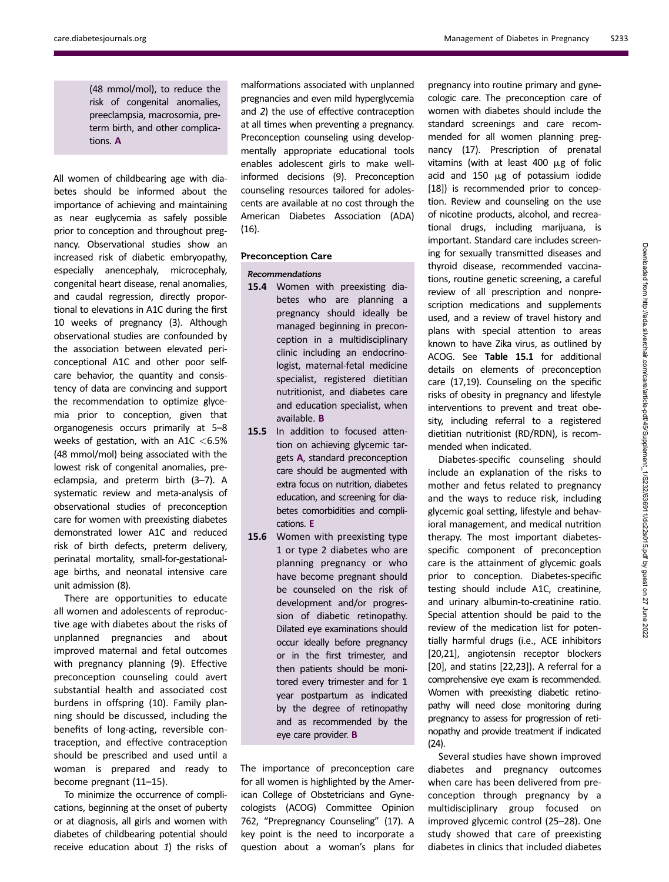(48 mmol/mol), to reduce the risk of congenital anomalies, preeclampsia, macrosomia, preterm birth, and other complications. **A**

All women of childbearing age with diabetes should be informed about the importance of achieving and maintaining as near euglycemia as safely possible prior to conception and throughout pregnancy. Observational studies show an increased risk of diabetic embryopathy, especially anencephaly, microcephaly, congenital heart disease, renal anomalies, and caudal regression, directly proportional to elevations in A1C during the first 10 weeks of pregnancy (3). Although observational studies are confounded by the association between elevated periconceptional A1C and other poor self-care behavior, the quantity and consistency of data are convincing and support the recommendation to optimize glycemia prior to conception, given that organogenesis occurs primarily at 5–8 weeks of gestation, with an A1C <6.5% (48 mmol/mol) being associated with the lowest risk of congenital anomalies, preeclampsia, and preterm birth (3–7). A systematic review and meta-analysis of observational studies of preconception care for women with preexisting diabetes demonstrated lower A1C and reduced risk of birth defects, preterm delivery, perinatal mortality, small-for-gestational-age births, and neonatal intensive care unit admission (8).

There are opportunities to educate all women and adolescents of reproductive age with diabetes about the risks of unplanned pregnancies and about improved maternal and fetal outcomes with pregnancy planning (9). Effective preconception counseling could avert substantial health and associated cost burdens in offspring (10). Family planning should be discussed, including the benefits of long-acting, reversible contraception, and effective contraception should be prescribed and used until a woman is prepared and ready to become pregnant (11–15).

To minimize the occurrence of complications, beginning at the onset of puberty or at diagnosis, all girls and women with diabetes of childbearing potential should receive education about *1*) the risks of malformations associated with unplanned pregnancies and even mild hyperglycemia and *2*) the use of effective contraception at all times when preventing a pregnancy. Preconception counseling using developmentally appropriate educational tools enables adolescent girls to make well-informed decisions (9). Preconception counseling resources tailored for adolescents are available at no cost through the American Diabetes Association (ADA) (16).

## Preconception Care

### *Recommendations*

**15.4** Women with preexisting diabetes who are planning a pregnancy should ideally be managed beginning in preconception in a multidisciplinary clinic including an endocrinologist, maternal-fetal medicine specialist, registered dietitian nutritionist, and diabetes care and education specialist, when available. **B**

**15.5** In addition to focused attention on achieving glycemic targets **A**, standard preconception care should be augmented with extra focus on nutrition, diabetes education, and screening for diabetes comorbidities and complications. **E**

**15.6** Women with preexisting type 1 or type 2 diabetes who are planning pregnancy or who have become pregnant should be counseled on the risk of development and/or progression of diabetic retinopathy. Dilated eye examinations should occur ideally before pregnancy or in the first trimester, and then patients should be monitored every trimester and for 1 year postpartum as indicated by the degree of retinopathy and as recommended by the eye care provider. **B**

The importance of preconception care for all women is highlighted by the American College of Obstetricians and Gynecologists (ACOG) Committee Opinion 762, "Prepregnancy Counseling" (17). A key point is the need to incorporate a question about a woman's plans for pregnancy into routine primary and gynecologic care. The preconception care of women with diabetes should include the standard screenings and care recommended for all women planning pregnancy (17). Prescription of prenatal vitamins (with at least 400 μg of folic acid and 150 μg of potassium iodide [18]) is recommended prior to conception. Review and counseling on the use of nicotine products, alcohol, and recreational drugs, including marijuana, is important. Standard care includes screening for sexually transmitted diseases and thyroid disease, recommended vaccinations, routine genetic screening, a careful review of all prescription and nonprescription medications and supplements used, and a review of travel history and plans with special attention to areas known to have Zika virus, as outlined by ACOG. See **Table 15.1** for additional details on elements of preconception care (17,19). Counseling on the specific risks of obesity in pregnancy and lifestyle interventions to prevent and treat obesity, including referral to a registered dietitian nutritionist (RD/RDN), is recommended when indicated.

Diabetes-specific counseling should include an explanation of the risks to mother and fetus related to pregnancy and the ways to reduce risk, including glycemic goal setting, lifestyle and behavioral management, and medical nutrition therapy. The most important diabetes-specific component of preconception care is the attainment of glycemic goals prior to conception. Diabetes-specific testing should include A1C, creatinine, and urinary albumin-to-creatinine ratio. Special attention should be paid to the review of the medication list for potentially harmful drugs (i.e., ACE inhibitors [20,21], angiotensin receptor blockers [20], and statins [22,23]). A referral for a comprehensive eye exam is recommended. Women with preexisting diabetic retinopathy will need close monitoring during pregnancy to assess for progression of retinopathy and provide treatment if indicated (24).

Several studies have shown improved diabetes and pregnancy outcomes when care has been delivered from preconception through pregnancy by a multidisciplinary group focused on improved glycemic control (25–28). One study showed that care of preexisting diabetes in clinics that included diabetes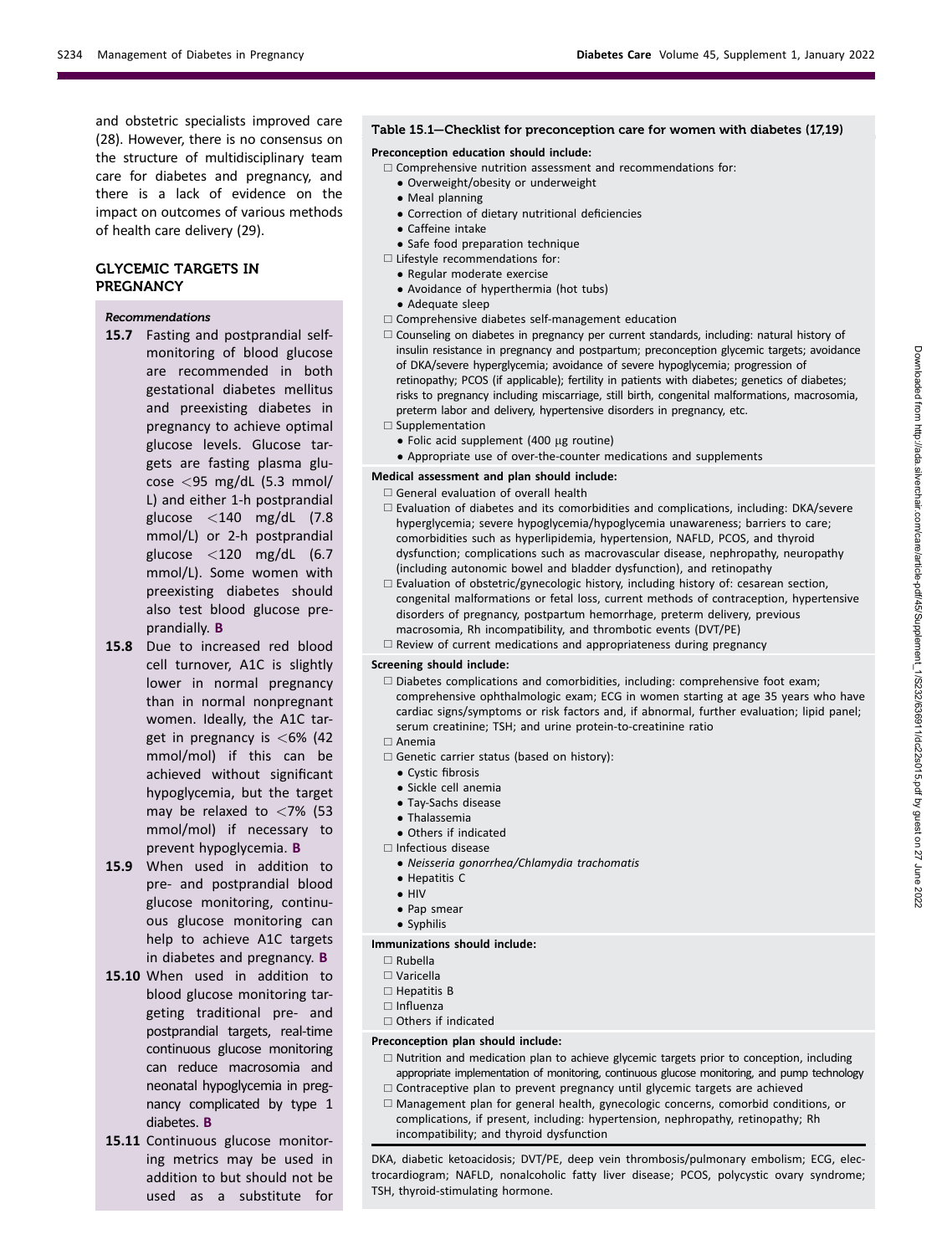and obstetric specialists improved care (28). However, there is no consensus on the structure of multidisciplinary team care for diabetes and pregnancy, and there is a lack of evidence on the impact on outcomes of various methods of health care delivery (29).

## GLYCEMIC TARGETS IN PREGNANCY

*Recommendations*

- **15.7** Fasting and postprandial self-monitoring of blood glucose are recommended in both gestational diabetes mellitus and preexisting diabetes in pregnancy to achieve optimal glucose levels. Glucose targets are fasting plasma glucose <95 mg/dL (5.3 mmol/L) and either 1-h postprandial glucose <140 mg/dL (7.8 mmol/L) or 2-h postprandial glucose <120 mg/dL (6.7 mmol/L). Some women with preexisting diabetes should also test blood glucose preprandially. **B**
- **15.8** Due to increased red blood cell turnover, A1C is slightly lower in normal pregnancy than in normal nonpregnant women. Ideally, the A1C target in pregnancy is <6% (42 mmol/mol) if this can be achieved without significant hypoglycemia, but the target may be relaxed to <7% (53 mmol/mol) if necessary to prevent hypoglycemia. **B**
- **15.9** When used in addition to pre- and postprandial blood glucose monitoring, continuous glucose monitoring can help to achieve A1C targets in diabetes and pregnancy. **B**
- **15.10** When used in addition to blood glucose monitoring targeting traditional pre- and postprandial targets, real-time continuous glucose monitoring can reduce macrosomia and neonatal hypoglycemia in pregnancy complicated by type 1 diabetes. **B**
- **15.11** Continuous glucose monitoring metrics may be used in addition to but should not be used as a substitute for

**Table 15.1—Checklist for preconception care for women with diabetes (17,19)**

**Preconception education should include:**

- ☐ Comprehensive nutrition assessment and recommendations for:
  - Overweight/obesity or underweight
  - Meal planning
  - Correction of dietary nutritional deficiencies
  - Caffeine intake
  - Safe food preparation technique
- ☐ Lifestyle recommendations for:
  - Regular moderate exercise
  - Avoidance of hyperthermia (hot tubs)
  - Adequate sleep
- ☐ Comprehensive diabetes self-management education
- ☐ Counseling on diabetes in pregnancy per current standards, including: natural history of insulin resistance in pregnancy and postpartum; preconception glycemic targets; avoidance of DKA/severe hyperglycemia; avoidance of severe hypoglycemia; progression of retinopathy; PCOS (if applicable); fertility in patients with diabetes; genetics of diabetes; risks to pregnancy including miscarriage, still birth, congenital malformations, macrosomia, preterm labor and delivery, hypertensive disorders in pregnancy, etc.
- ☐ Supplementation
  - Folic acid supplement (400 μg routine)
  - Appropriate use of over-the-counter medications and supplements

**Medical assessment and plan should include:**

- ☐ General evaluation of overall health
- ☐ Evaluation of diabetes and its comorbidities and complications, including: DKA/severe hyperglycemia; severe hypoglycemia/hypoglycemia unawareness; barriers to care; comorbidities such as hyperlipidemia, hypertension, NAFLD, PCOS, and thyroid dysfunction; complications such as macrovascular disease, nephropathy, neuropathy (including autonomic bowel and bladder dysfunction), and retinopathy
- ☐ Evaluation of obstetric/gynecologic history, including history of: cesarean section, congenital malformations or fetal loss, current methods of contraception, hypertensive disorders of pregnancy, postpartum hemorrhage, preterm delivery, previous macrosomia, Rh incompatibility, and thrombotic events (DVT/PE)
- ☐ Review of current medications and appropriateness during pregnancy

**Screening should include:**

- ☐ Diabetes complications and comorbidities, including: comprehensive foot exam; comprehensive ophthalmologic exam; ECG in women starting at age 35 years who have cardiac signs/symptoms or risk factors and, if abnormal, further evaluation; lipid panel; serum creatinine; TSH; and urine protein-to-creatinine ratio
- ☐ Anemia
- ☐ Genetic carrier status (based on history):
  - Cystic fibrosis
  - Sickle cell anemia
  - Tay-Sachs disease
  - Thalassemia
  - Others if indicated
- ☐ Infectious disease
  - *Neisseria gonorrhea/Chlamydia trachomatis*
  - Hepatitis C
  - HIV
  - Pap smear
  - Syphilis

**Immunizations should include:**

- ☐ Rubella
- ☐ Varicella
- ☐ Hepatitis B
- ☐ Influenza
- ☐ Others if indicated

**Preconception plan should include:**

- ☐ Nutrition and medication plan to achieve glycemic targets prior to conception, including appropriate implementation of monitoring, continuous glucose monitoring, and pump technology
- ☐ Contraceptive plan to prevent pregnancy until glycemic targets are achieved
- ☐ Management plan for general health, gynecologic concerns, comorbid conditions, or complications, if present, including: hypertension, nephropathy, retinopathy; Rh incompatibility; and thyroid dysfunction

DKA, diabetic ketoacidosis; DVT/PE, deep vein thrombosis/pulmonary embolism; ECG, electrocardiogram; NAFLD, nonalcoholic fatty liver disease; PCOS, polycystic ovary syndrome; TSH, thyroid-stimulating hormone.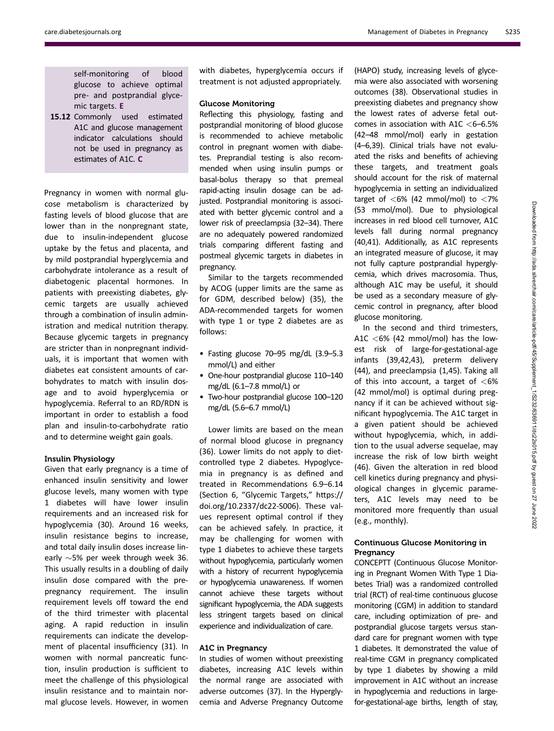self-monitoring of blood glucose to achieve optimal pre- and postprandial glycemic targets. **E**

**15.12** Commonly used estimated A1C and glucose management indicator calculations should not be used in pregnancy as estimates of A1C. **C**

Pregnancy in women with normal glucose metabolism is characterized by fasting levels of blood glucose that are lower than in the nonpregnant state, due to insulin-independent glucose uptake by the fetus and placenta, and by mild postprandial hyperglycemia and carbohydrate intolerance as a result of diabetogenic placental hormones. In patients with preexisting diabetes, glycemic targets are usually achieved through a combination of insulin administration and medical nutrition therapy. Because glycemic targets in pregnancy are stricter than in nonpregnant individuals, it is important that women with diabetes eat consistent amounts of carbohydrates to match with insulin dosage and to avoid hyperglycemia or hypoglycemia. Referral to an RD/RDN is important in order to establish a food plan and insulin-to-carbohydrate ratio and to determine weight gain goals.

### Insulin Physiology

Given that early pregnancy is a time of enhanced insulin sensitivity and lower glucose levels, many women with type 1 diabetes will have lower insulin requirements and an increased risk for hypoglycemia (30). Around 16 weeks, insulin resistance begins to increase, and total daily insulin doses increase linearly ~5% per week through week 36. This usually results in a doubling of daily insulin dose compared with the prepregnancy requirement. The insulin requirement levels off toward the end of the third trimester with placental aging. A rapid reduction in insulin requirements can indicate the development of placental insufficiency (31). In women with normal pancreatic function, insulin production is sufficient to meet the challenge of this physiological insulin resistance and to maintain normal glucose levels. However, in women with diabetes, hyperglycemia occurs if treatment is not adjusted appropriately.

### Glucose Monitoring

Reflecting this physiology, fasting and postprandial monitoring of blood glucose is recommended to achieve metabolic control in pregnant women with diabetes. Preprandial testing is also recommended when using insulin pumps or basal-bolus therapy so that premeal rapid-acting insulin dosage can be adjusted. Postprandial monitoring is associated with better glycemic control and a lower risk of preeclampsia (32–34). There are no adequately powered randomized trials comparing different fasting and postmeal glycemic targets in diabetes in pregnancy.

Similar to the targets recommended by ACOG (upper limits are the same as for GDM, described below) (35), the ADA-recommended targets for women with type 1 or type 2 diabetes are as follows:

- Fasting glucose 70–95 mg/dL (3.9–5.3 mmol/L) and either
- One-hour postprandial glucose 110–140 mg/dL (6.1–7.8 mmol/L) or
- Two-hour postprandial glucose 100–120 mg/dL (5.6–6.7 mmol/L)

Lower limits are based on the mean of normal blood glucose in pregnancy (36). Lower limits do not apply to diet-controlled type 2 diabetes. Hypoglycemia in pregnancy is as defined and treated in Recommendations 6.9–6.14 (Section 6, "Glycemic Targets," https://doi.org/10.2337/dc22-S006). These values represent optimal control if they can be achieved safely. In practice, it may be challenging for women with type 1 diabetes to achieve these targets without hypoglycemia, particularly women with a history of recurrent hypoglycemia or hypoglycemia unawareness. If women cannot achieve these targets without significant hypoglycemia, the ADA suggests less stringent targets based on clinical experience and individualization of care.

### A1C in Pregnancy

In studies of women without preexisting diabetes, increasing A1C levels within the normal range are associated with adverse outcomes (37). In the Hyperglycemia and Adverse Pregnancy Outcome (HAPO) study, increasing levels of glycemia were also associated with worsening outcomes (38). Observational studies in preexisting diabetes and pregnancy show the lowest rates of adverse fetal outcomes in association with A1C <6–6.5% (42–48 mmol/mol) early in gestation (4–6,39). Clinical trials have not evaluated the risks and benefits of achieving these targets, and treatment goals should account for the risk of maternal hypoglycemia in setting an individualized target of <6% (42 mmol/mol) to <7% (53 mmol/mol). Due to physiological increases in red blood cell turnover, A1C levels fall during normal pregnancy (40,41). Additionally, as A1C represents an integrated measure of glucose, it may not fully capture postprandial hyperglycemia, which drives macrosomia. Thus, although A1C may be useful, it should be used as a secondary measure of glycemic control in pregnancy, after blood glucose monitoring.

In the second and third trimesters, A1C <6% (42 mmol/mol) has the lowest risk of large-for-gestational-age infants (39,42,43), preterm delivery (44), and preeclampsia (1,45). Taking all of this into account, a target of <6% (42 mmol/mol) is optimal during pregnancy if it can be achieved without significant hypoglycemia. The A1C target in a given patient should be achieved without hypoglycemia, which, in addition to the usual adverse sequelae, may increase the risk of low birth weight (46). Given the alteration in red blood cell kinetics during pregnancy and physiological changes in glycemic parameters, A1C levels may need to be monitored more frequently than usual (e.g., monthly).

### Continuous Glucose Monitoring in Pregnancy

CONCEPTT (Continuous Glucose Monitoring in Pregnant Women With Type 1 Diabetes Trial) was a randomized controlled trial (RCT) of real-time continuous glucose monitoring (CGM) in addition to standard care, including optimization of pre- and postprandial glucose targets versus standard care for pregnant women with type 1 diabetes. It demonstrated the value of real-time CGM in pregnancy complicated by type 1 diabetes by showing a mild improvement in A1C without an increase in hypoglycemia and reductions in large-for-gestational-age births, length of stay,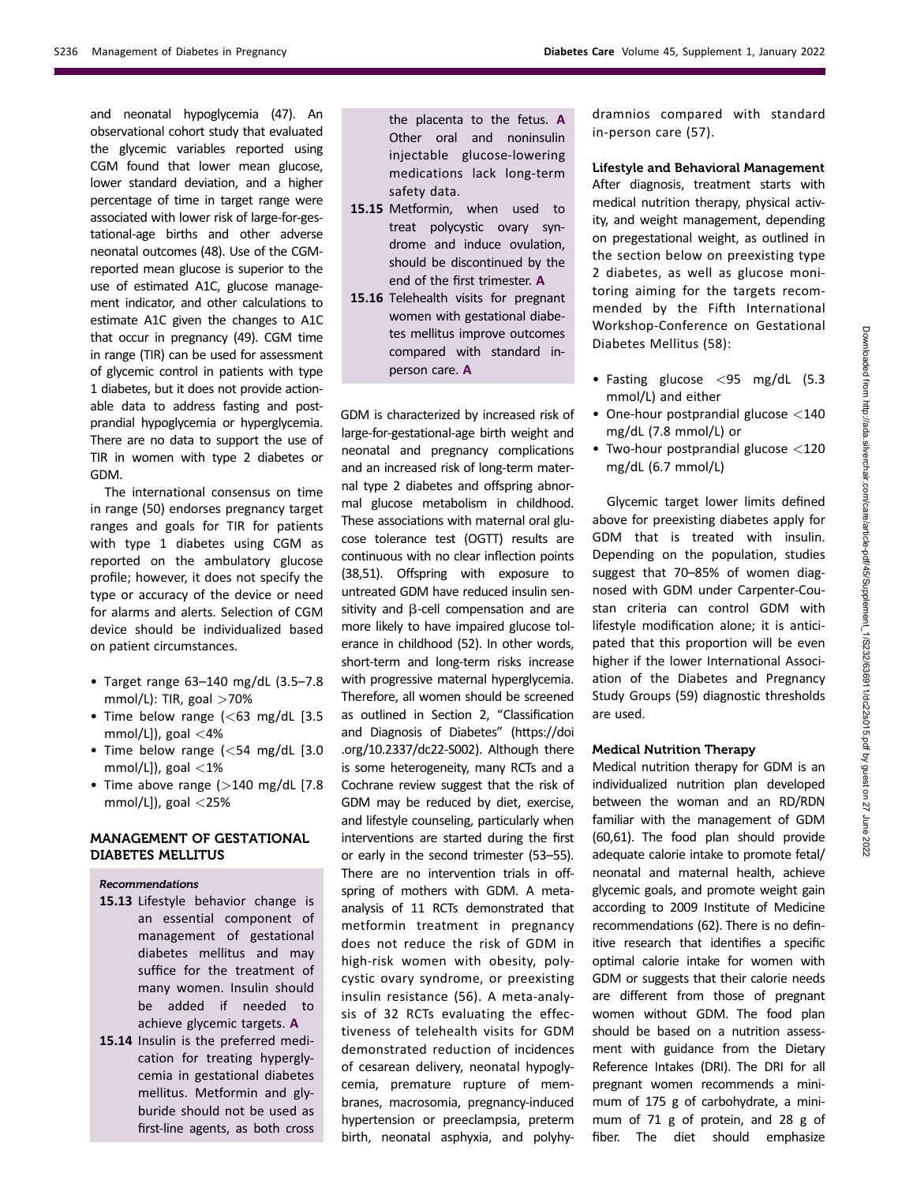and neonatal hypoglycemia (47). An observational cohort study that evaluated the glycemic variables reported using CGM found that lower mean glucose, lower standard deviation, and a higher percentage of time in target range were associated with lower risk of large-for-gestational-age births and other adverse neonatal outcomes (48). Use of the CGM-reported mean glucose is superior to the use of estimated A1C, glucose management indicator, and other calculations to estimate A1C given the changes to A1C that occur in pregnancy (49). CGM time in range (TIR) can be used for assessment of glycemic control in patients with type 1 diabetes, but it does not provide actionable data to address fasting and postprandial hypoglycemia or hyperglycemia. There are no data to support the use of TIR in women with type 2 diabetes or GDM.

The international consensus on time in range (50) endorses pregnancy target ranges and goals for TIR for patients with type 1 diabetes using CGM as reported on the ambulatory glucose profile; however, it does not specify the type or accuracy of the device or need for alarms and alerts. Selection of CGM device should be individualized based on patient circumstances.

- Target range 63–140 mg/dL (3.5–7.8 mmol/L): TIR, goal >70%
- Time below range (<63 mg/dL [3.5 mmol/L]), goal <4%
- Time below range (<54 mg/dL [3.0 mmol/L]), goal <1%
- Time above range (>140 mg/dL [7.8 mmol/L]), goal <25%

## MANAGEMENT OF GESTATIONAL DIABETES MELLITUS

*Recommendations*

**15.13** Lifestyle behavior change is an essential component of management of gestational diabetes mellitus and may suffice for the treatment of many women. Insulin should be added if needed to achieve glycemic targets. **A**

**15.14** Insulin is the preferred medication for treating hyperglycemia in gestational diabetes mellitus. Metformin and glyburide should not be used as first-line agents, as both cross the placenta to the fetus. **A** Other oral and noninsulin injectable glucose-lowering medications lack long-term safety data.

**15.15** Metformin, when used to treat polycystic ovary syndrome and induce ovulation, should be discontinued by the end of the first trimester. **A**

**15.16** Telehealth visits for pregnant women with gestational diabetes mellitus improve outcomes compared with standard in-person care. **A**

GDM is characterized by increased risk of large-for-gestational-age birth weight and neonatal and pregnancy complications and an increased risk of long-term maternal type 2 diabetes and offspring abnormal glucose metabolism in childhood. These associations with maternal oral glucose tolerance test (OGTT) results are continuous with no clear inflection points (38,51). Offspring with exposure to untreated GDM have reduced insulin sensitivity and β-cell compensation and are more likely to have impaired glucose tolerance in childhood (52). In other words, short-term and long-term risks increase with progressive maternal hyperglycemia. Therefore, all women should be screened as outlined in Section 2, "Classification and Diagnosis of Diabetes" (https://doi.org/10.2337/dc22-S002). Although there is some heterogeneity, many RCTs and a Cochrane review suggest that the risk of GDM may be reduced by diet, exercise, and lifestyle counseling, particularly when interventions are started during the first or early in the second trimester (53–55). There are no intervention trials in offspring of mothers with GDM. A meta-analysis of 11 RCTs demonstrated that metformin treatment in pregnancy does not reduce the risk of GDM in high-risk women with obesity, polycystic ovary syndrome, or preexisting insulin resistance (56). A meta-analysis of 32 RCTs evaluating the effectiveness of telehealth visits for GDM demonstrated reduction of incidences of cesarean delivery, neonatal hypoglycemia, premature rupture of membranes, macrosomia, pregnancy-induced hypertension or preeclampsia, preterm birth, neonatal asphyxia, and polyhydramnios compared with standard in-person care (57).

### Lifestyle and Behavioral Management

After diagnosis, treatment starts with medical nutrition therapy, physical activity, and weight management, depending on pregestational weight, as outlined in the section below on preexisting type 2 diabetes, as well as glucose monitoring aiming for the targets recommended by the Fifth International Workshop-Conference on Gestational Diabetes Mellitus (58):

- Fasting glucose <95 mg/dL (5.3 mmol/L) and either
- One-hour postprandial glucose <140 mg/dL (7.8 mmol/L) or
- Two-hour postprandial glucose <120 mg/dL (6.7 mmol/L)

Glycemic target lower limits defined above for preexisting diabetes apply for GDM that is treated with insulin. Depending on the population, studies suggest that 70–85% of women diagnosed with GDM under Carpenter-Coustan criteria can control GDM with lifestyle modification alone; it is anticipated that this proportion will be even higher if the lower International Association of the Diabetes and Pregnancy Study Groups (59) diagnostic thresholds are used.

### Medical Nutrition Therapy

Medical nutrition therapy for GDM is an individualized nutrition plan developed between the woman and an RD/RDN familiar with the management of GDM (60,61). The food plan should provide adequate calorie intake to promote fetal/neonatal and maternal health, achieve glycemic goals, and promote weight gain according to 2009 Institute of Medicine recommendations (62). There is no definitive research that identifies a specific optimal calorie intake for women with GDM or suggests that their calorie needs are different from those of pregnant women without GDM. The food plan should be based on a nutrition assessment with guidance from the Dietary Reference Intakes (DRI). The DRI for all pregnant women recommends a minimum of 175 g of carbohydrate, a minimum of 71 g of protein, and 28 g of fiber. The diet should emphasize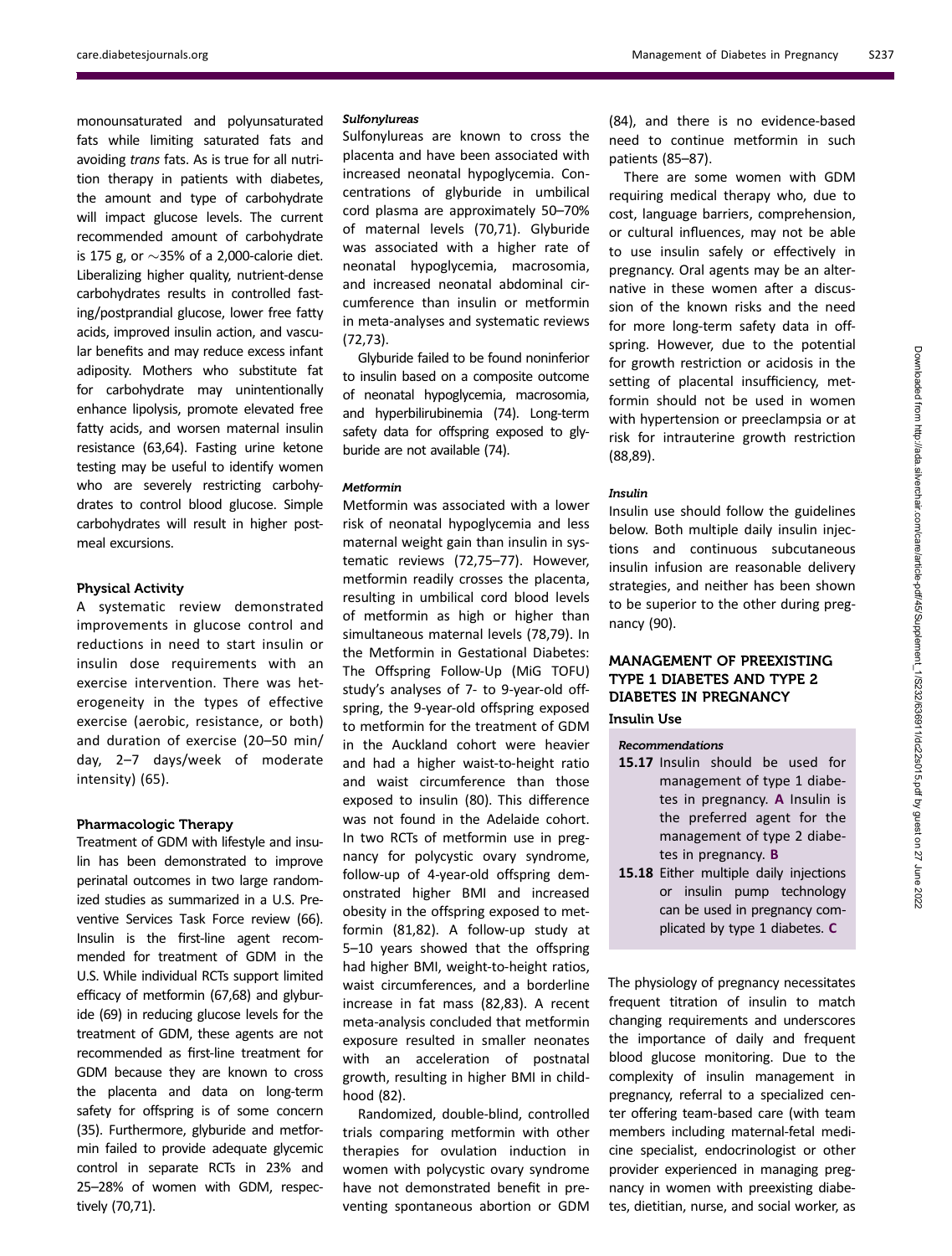monounsaturated and polyunsaturated fats while limiting saturated fats and avoiding *trans* fats. As is true for all nutrition therapy in patients with diabetes, the amount and type of carbohydrate will impact glucose levels. The current recommended amount of carbohydrate is 175 g, or ~35% of a 2,000-calorie diet. Liberalizing higher quality, nutrient-dense carbohydrates results in controlled fasting/postprandial glucose, lower free fatty acids, improved insulin action, and vascular benefits and may reduce excess infant adiposity. Mothers who substitute fat for carbohydrate may unintentionally enhance lipolysis, promote elevated free fatty acids, and worsen maternal insulin resistance (63,64). Fasting urine ketone testing may be useful to identify women who are severely restricting carbohydrates to control blood glucose. Simple carbohydrates will result in higher postmeal excursions.

#### Physical Activity

A systematic review demonstrated improvements in glucose control and reductions in need to start insulin or insulin dose requirements with an exercise intervention. There was heterogeneity in the types of effective exercise (aerobic, resistance, or both) and duration of exercise (20–50 min/day, 2–7 days/week of moderate intensity) (65).

#### Pharmacologic Therapy

Treatment of GDM with lifestyle and insulin has been demonstrated to improve perinatal outcomes in two large randomized studies as summarized in a U.S. Preventive Services Task Force review (66). Insulin is the first-line agent recommended for treatment of GDM in the U.S. While individual RCTs support limited efficacy of metformin (67,68) and glyburide (69) in reducing glucose levels for the treatment of GDM, these agents are not recommended as first-line treatment for GDM because they are known to cross the placenta and data on long-term safety for offspring is of some concern (35). Furthermore, glyburide and metformin failed to provide adequate glycemic control in separate RCTs in 23% and 25–28% of women with GDM, respectively (70,71).

##### *Sulfonylureas*

Sulfonylureas are known to cross the placenta and have been associated with increased neonatal hypoglycemia. Concentrations of glyburide in umbilical cord plasma are approximately 50–70% of maternal levels (70,71). Glyburide was associated with a higher rate of neonatal hypoglycemia, macrosomia, and increased neonatal abdominal circumference than insulin or metformin in meta-analyses and systematic reviews (72,73).

Glyburide failed to be found noninferior to insulin based on a composite outcome of neonatal hypoglycemia, macrosomia, and hyperbilirubinemia (74). Long-term safety data for offspring exposed to glyburide are not available (74).

##### *Metformin*

Metformin was associated with a lower risk of neonatal hypoglycemia and less maternal weight gain than insulin in systematic reviews (72,75–77). However, metformin readily crosses the placenta, resulting in umbilical cord blood levels of metformin as high or higher than simultaneous maternal levels (78,79). In the Metformin in Gestational Diabetes: The Offspring Follow-Up (MiG TOFU) study's analyses of 7- to 9-year-old offspring, the 9-year-old offspring exposed to metformin for the treatment of GDM in the Auckland cohort were heavier and had a higher waist-to-height ratio and waist circumference than those exposed to insulin (80). This difference was not found in the Adelaide cohort. In two RCTs of metformin use in pregnancy for polycystic ovary syndrome, follow-up of 4-year-old offspring demonstrated higher BMI and increased obesity in the offspring exposed to metformin (81,82). A follow-up study at 5–10 years showed that the offspring had higher BMI, weight-to-height ratios, waist circumferences, and a borderline increase in fat mass (82,83). A recent meta-analysis concluded that metformin exposure resulted in smaller neonates with an acceleration of postnatal growth, resulting in higher BMI in childhood (82).

Randomized, double-blind, controlled trials comparing metformin with other therapies for ovulation induction in women with polycystic ovary syndrome have not demonstrated benefit in preventing spontaneous abortion or GDM (84), and there is no evidence-based need to continue metformin in such patients (85–87).

There are some women with GDM requiring medical therapy who, due to cost, language barriers, comprehension, or cultural influences, may not be able to use insulin safely or effectively in pregnancy. Oral agents may be an alternative in these women after a discussion of the known risks and the need for more long-term safety data in offspring. However, due to the potential for growth restriction or acidosis in the setting of placental insufficiency, metformin should not be used in women with hypertension or preeclampsia or at risk for intrauterine growth restriction (88,89).

##### *Insulin*

Insulin use should follow the guidelines below. Both multiple daily insulin injections and continuous subcutaneous insulin infusion are reasonable delivery strategies, and neither has been shown to be superior to the other during pregnancy (90).

## MANAGEMENT OF PREEXISTING TYPE 1 DIABETES AND TYPE 2 DIABETES IN PREGNANCY

#### Insulin Use

*Recommendations*

- **15.17** Insulin should be used for management of type 1 diabetes in pregnancy. **A** Insulin is the preferred agent for the management of type 2 diabetes in pregnancy. **B**
- **15.18** Either multiple daily injections or insulin pump technology can be used in pregnancy complicated by type 1 diabetes. **C**

The physiology of pregnancy necessitates frequent titration of insulin to match changing requirements and underscores the importance of daily and frequent blood glucose monitoring. Due to the complexity of insulin management in pregnancy, referral to a specialized center offering team-based care (with team members including maternal-fetal medicine specialist, endocrinologist or other provider experienced in managing pregnancy in women with preexisting diabetes, dietitian, nurse, and social worker, as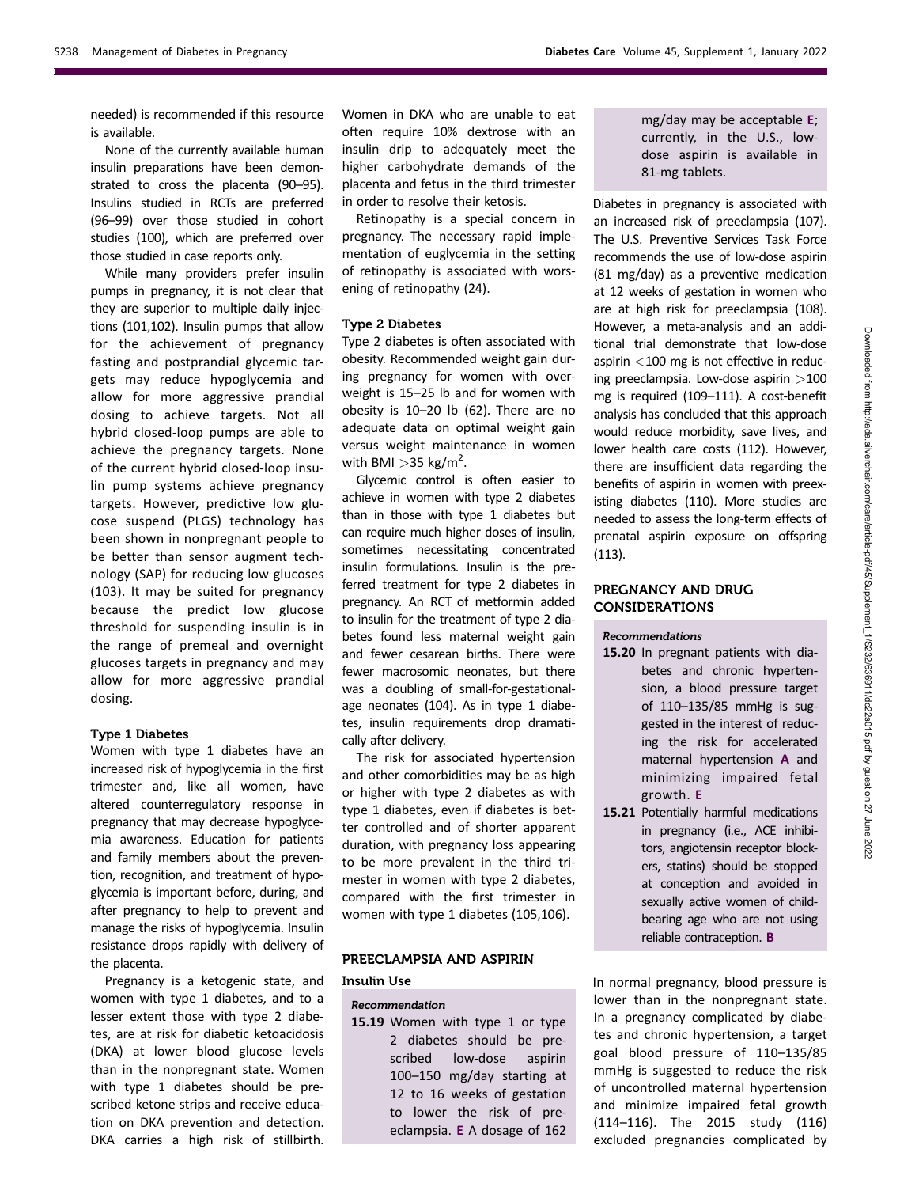needed) is recommended if this resource is available.

None of the currently available human insulin preparations have been demonstrated to cross the placenta (90–95). Insulins studied in RCTs are preferred (96–99) over those studied in cohort studies (100), which are preferred over those studied in case reports only.

While many providers prefer insulin pumps in pregnancy, it is not clear that they are superior to multiple daily injections (101,102). Insulin pumps that allow for the achievement of pregnancy fasting and postprandial glycemic targets may reduce hypoglycemia and allow for more aggressive prandial dosing to achieve targets. Not all hybrid closed-loop pumps are able to achieve the pregnancy targets. None of the current hybrid closed-loop insulin pump systems achieve pregnancy targets. However, predictive low glucose suspend (PLGS) technology has been shown in nonpregnant people to be better than sensor augment technology (SAP) for reducing low glucoses (103). It may be suited for pregnancy because the predict low glucose threshold for suspending insulin is in the range of premeal and overnight glucoses targets in pregnancy and may allow for more aggressive prandial dosing.

### Type 1 Diabetes

Women with type 1 diabetes have an increased risk of hypoglycemia in the first trimester and, like all women, have altered counterregulatory response in pregnancy that may decrease hypoglycemia awareness. Education for patients and family members about the prevention, recognition, and treatment of hypoglycemia is important before, during, and after pregnancy to help to prevent and manage the risks of hypoglycemia. Insulin resistance drops rapidly with delivery of the placenta.

Pregnancy is a ketogenic state, and women with type 1 diabetes, and to a lesser extent those with type 2 diabetes, are at risk for diabetic ketoacidosis (DKA) at lower blood glucose levels than in the nonpregnant state. Women with type 1 diabetes should be prescribed ketone strips and receive education on DKA prevention and detection. DKA carries a high risk of stillbirth. Women in DKA who are unable to eat often require 10% dextrose with an insulin drip to adequately meet the higher carbohydrate demands of the placenta and fetus in the third trimester in order to resolve their ketosis.

Retinopathy is a special concern in pregnancy. The necessary rapid implementation of euglycemia in the setting of retinopathy is associated with worsening of retinopathy (24).

### Type 2 Diabetes

Type 2 diabetes is often associated with obesity. Recommended weight gain during pregnancy for women with overweight is 15–25 lb and for women with obesity is 10–20 lb (62). There are no adequate data on optimal weight gain versus weight maintenance in women with BMI >35 kg/m$^2$.

Glycemic control is often easier to achieve in women with type 2 diabetes than in those with type 1 diabetes but can require much higher doses of insulin, sometimes necessitating concentrated insulin formulations. Insulin is the preferred treatment for type 2 diabetes in pregnancy. An RCT of metformin added to insulin for the treatment of type 2 diabetes found less maternal weight gain and fewer cesarean births. There were fewer macrosomic neonates, but there was a doubling of small-for-gestational-age neonates (104). As in type 1 diabetes, insulin requirements drop dramatically after delivery.

The risk for associated hypertension and other comorbidities may be as high or higher with type 2 diabetes as with type 1 diabetes, even if diabetes is better controlled and of shorter apparent duration, with pregnancy loss appearing to be more prevalent in the third trimester in women with type 2 diabetes, compared with the first trimester in women with type 1 diabetes (105,106).

## PREECLAMPSIA AND ASPIRIN

### Insulin Use

*Recommendation*

**15.19** Women with type 1 or type 2 diabetes should be prescribed low-dose aspirin 100–150 mg/day starting at 12 to 16 weeks of gestation to lower the risk of preeclampsia. **E** A dosage of 162 mg/day may be acceptable **E**; currently, in the U.S., low-dose aspirin is available in 81-mg tablets.

Diabetes in pregnancy is associated with an increased risk of preeclampsia (107). The U.S. Preventive Services Task Force recommends the use of low-dose aspirin (81 mg/day) as a preventive medication at 12 weeks of gestation in women who are at high risk for preeclampsia (108). However, a meta-analysis and an additional trial demonstrate that low-dose aspirin <100 mg is not effective in reducing preeclampsia. Low-dose aspirin >100 mg is required (109–111). A cost-benefit analysis has concluded that this approach would reduce morbidity, save lives, and lower health care costs (112). However, there are insufficient data regarding the benefits of aspirin in women with preexisting diabetes (110). More studies are needed to assess the long-term effects of prenatal aspirin exposure on offspring (113).

## PREGNANCY AND DRUG CONSIDERATIONS

*Recommendations*

**15.20** In pregnant patients with diabetes and chronic hypertension, a blood pressure target of 110–135/85 mmHg is suggested in the interest of reducing the risk for accelerated maternal hypertension **A** and minimizing impaired fetal growth. **E**

**15.21** Potentially harmful medications in pregnancy (i.e., ACE inhibitors, angiotensin receptor blockers, statins) should be stopped at conception and avoided in sexually active women of childbearing age who are not using reliable contraception. **B**

In normal pregnancy, blood pressure is lower than in the nonpregnant state. In a pregnancy complicated by diabetes and chronic hypertension, a target goal blood pressure of 110–135/85 mmHg is suggested to reduce the risk of uncontrolled maternal hypertension and minimize impaired fetal growth (114–116). The 2015 study (116) excluded pregnancies complicated by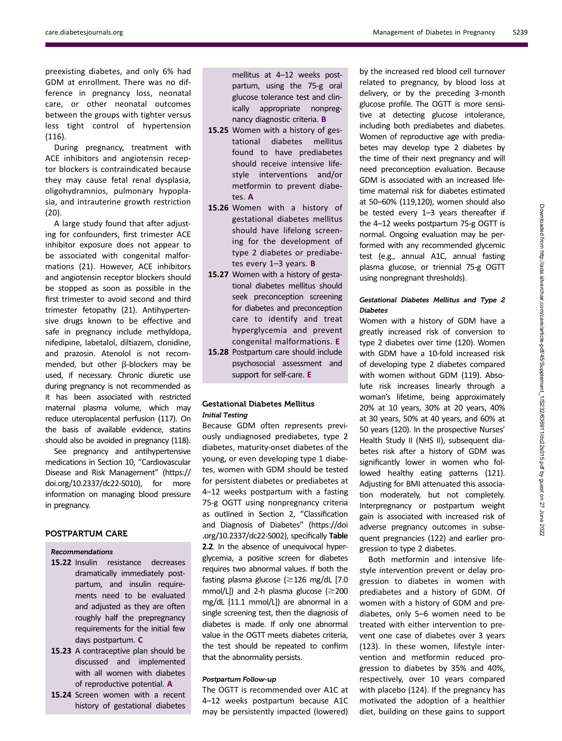preexisting diabetes, and only 6% had GDM at enrollment. There was no difference in pregnancy loss, neonatal care, or other neonatal outcomes between the groups with tighter versus less tight control of hypertension (116).

During pregnancy, treatment with ACE inhibitors and angiotensin receptor blockers is contraindicated because they may cause fetal renal dysplasia, oligohydramnios, pulmonary hypoplasia, and intrauterine growth restriction (20).

A large study found that after adjusting for confounders, first trimester ACE inhibitor exposure does not appear to be associated with congenital malformations (21). However, ACE inhibitors and angiotensin receptor blockers should be stopped as soon as possible in the first trimester to avoid second and third trimester fetopathy (21). Antihypertensive drugs known to be effective and safe in pregnancy include methyldopa, nifedipine, labetalol, diltiazem, clonidine, and prazosin. Atenolol is not recommended, but other β-blockers may be used, if necessary. Chronic diuretic use during pregnancy is not recommended as it has been associated with restricted maternal plasma volume, which may reduce uteroplacental perfusion (117). On the basis of available evidence, statins should also be avoided in pregnancy (118).

See pregnancy and antihypertensive medications in Section 10, "Cardiovascular Disease and Risk Management" (https://doi.org/10.2337/dc22-S010), for more information on managing blood pressure in pregnancy.

## POSTPARTUM CARE

### Recommendations

- **15.22** Insulin resistance decreases dramatically immediately postpartum, and insulin requirements need to be evaluated and adjusted as they are often roughly half the prepregnancy requirements for the initial few days postpartum. **C**
- **15.23** A contraceptive plan should be discussed and implemented with all women with diabetes of reproductive potential. **A**
- **15.24** Screen women with a recent history of gestational diabetes mellitus at 4–12 weeks postpartum, using the 75-g oral glucose tolerance test and clinically appropriate nonpregnancy diagnostic criteria. **B**
- **15.25** Women with a history of gestational diabetes mellitus found to have prediabetes should receive intensive lifestyle interventions and/or metformin to prevent diabetes. **A**
- **15.26** Women with a history of gestational diabetes mellitus should have lifelong screening for the development of type 2 diabetes or prediabetes every 1–3 years. **B**
- **15.27** Women with a history of gestational diabetes mellitus should seek preconception screening for diabetes and preconception care to identify and treat hyperglycemia and prevent congenital malformations. **E**
- **15.28** Postpartum care should include psychosocial assessment and support for self-care. **E**

### Gestational Diabetes Mellitus

#### *Initial Testing*

Because GDM often represents previously undiagnosed prediabetes, type 2 diabetes, maturity-onset diabetes of the young, or even developing type 1 diabetes, women with GDM should be tested for persistent diabetes or prediabetes at 4–12 weeks postpartum with a fasting 75-g OGTT using nonpregnancy criteria as outlined in Section 2, "Classification and Diagnosis of Diabetes" (https://doi.org/10.2337/dc22-S002), specifically **Table 2.2**. In the absence of unequivocal hyperglycemia, a positive screen for diabetes requires two abnormal values. If both the fasting plasma glucose (≥126 mg/dL [7.0 mmol/L]) and 2-h plasma glucose (≥200 mg/dL [11.1 mmol/L]) are abnormal in a single screening test, then the diagnosis of diabetes is made. If only one abnormal value in the OGTT meets diabetes criteria, the test should be repeated to confirm that the abnormality persists.

#### *Postpartum Follow-up*

The OGTT is recommended over A1C at 4–12 weeks postpartum because A1C may be persistently impacted (lowered) by the increased red blood cell turnover related to pregnancy, by blood loss at delivery, or by the preceding 3-month glucose profile. The OGTT is more sensitive at detecting glucose intolerance, including both prediabetes and diabetes. Women of reproductive age with prediabetes may develop type 2 diabetes by the time of their next pregnancy and will need preconception evaluation. Because GDM is associated with an increased lifetime maternal risk for diabetes estimated at 50–60% (119,120), women should also be tested every 1–3 years thereafter if the 4–12 weeks postpartum 75-g OGTT is normal. Ongoing evaluation may be performed with any recommended glycemic test (e.g., annual A1C, annual fasting plasma glucose, or triennial 75-g OGTT using nonpregnant thresholds).

#### *Gestational Diabetes Mellitus and Type 2 Diabetes*

Women with a history of GDM have a greatly increased risk of conversion to type 2 diabetes over time (120). Women with GDM have a 10-fold increased risk of developing type 2 diabetes compared with women without GDM (119). Absolute risk increases linearly through a woman's lifetime, being approximately 20% at 10 years, 30% at 20 years, 40% at 30 years, 50% at 40 years, and 60% at 50 years (120). In the prospective Nurses' Health Study II (NHS II), subsequent diabetes risk after a history of GDM was significantly lower in women who followed healthy eating patterns (121). Adjusting for BMI attenuated this association moderately, but not completely. Interpregnancy or postpartum weight gain is associated with increased risk of adverse pregnancy outcomes in subsequent pregnancies (122) and earlier progression to type 2 diabetes.

Both metformin and intensive lifestyle intervention prevent or delay progression to diabetes in women with prediabetes and a history of GDM. Of women with a history of GDM and prediabetes, only 5–6 women need to be treated with either intervention to prevent one case of diabetes over 3 years (123). In these women, lifestyle intervention and metformin reduced progression to diabetes by 35% and 40%, respectively, over 10 years compared with placebo (124). If the pregnancy has motivated the adoption of a healthier diet, building on these gains to support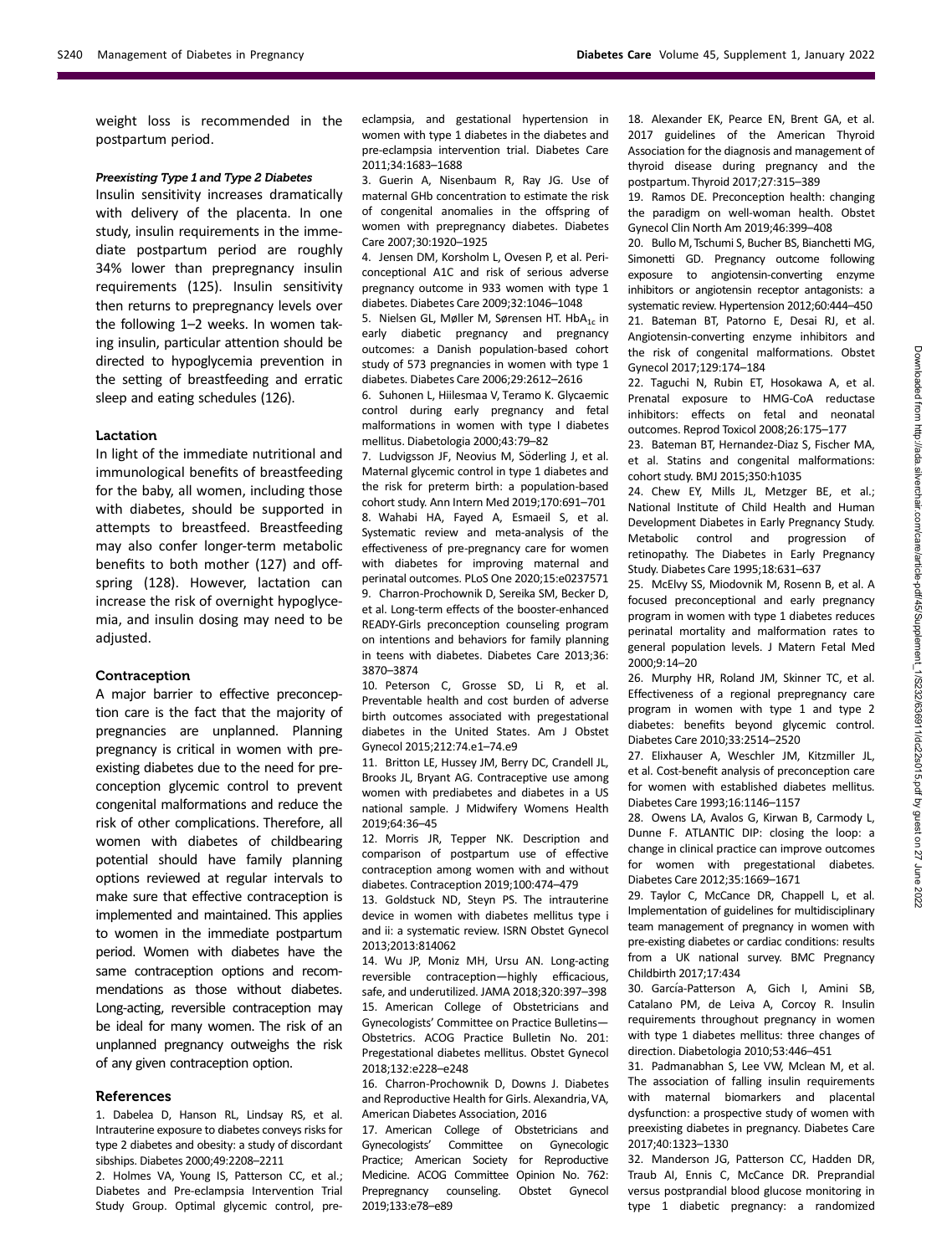weight loss is recommended in the postpartum period.

#### *Preexisting Type 1 and Type 2 Diabetes*

Insulin sensitivity increases dramatically with delivery of the placenta. In one study, insulin requirements in the immediate postpartum period are roughly 34% lower than prepregnancy insulin requirements (125). Insulin sensitivity then returns to prepregnancy levels over the following 1–2 weeks. In women taking insulin, particular attention should be directed to hypoglycemia prevention in the setting of breastfeeding and erratic sleep and eating schedules (126).

### Lactation

In light of the immediate nutritional and immunological benefits of breastfeeding for the baby, all women, including those with diabetes, should be supported in attempts to breastfeed. Breastfeeding may also confer longer-term metabolic benefits to both mother (127) and offspring (128). However, lactation can increase the risk of overnight hypoglycemia, and insulin dosing may need to be adjusted.

### Contraception

A major barrier to effective preconception care is the fact that the majority of pregnancies are unplanned. Planning pregnancy is critical in women with preexisting diabetes due to the need for preconception glycemic control to prevent congenital malformations and reduce the risk of other complications. Therefore, all women with diabetes of childbearing potential should have family planning options reviewed at regular intervals to make sure that effective contraception is implemented and maintained. This applies to women in the immediate postpartum period. Women with diabetes have the same contraception options and recommendations as those without diabetes. Long-acting, reversible contraception may be ideal for many women. The risk of an unplanned pregnancy outweighs the risk of any given contraception option.

## References

1. Dabelea D, Hanson RL, Lindsay RS, et al. Intrauterine exposure to diabetes conveys risks for type 2 diabetes and obesity: a study of discordant sibships. Diabetes 2000;49:2208–2211
2. Holmes VA, Young IS, Patterson CC, et al.; Diabetes and Pre-eclampsia Intervention Trial Study Group. Optimal glycemic control, pre-eclampsia, and gestational hypertension in women with type 1 diabetes in the diabetes and pre-eclampsia intervention trial. Diabetes Care 2011;34:1683–1688
3. Guerin A, Nisenbaum R, Ray JG. Use of maternal GHb concentration to estimate the risk of congenital anomalies in the offspring of women with prepregnancy diabetes. Diabetes Care 2007;30:1920–1925
4. Jensen DM, Korsholm L, Ovesen P, et al. Periconceptional A1C and risk of serious adverse pregnancy outcome in 933 women with type 1 diabetes. Diabetes Care 2009;32:1046–1048
5. Nielsen GL, Møller M, Sørensen HT. $HbA_{1c}$ in early diabetic pregnancy and pregnancy outcomes: a Danish population-based cohort study of 573 pregnancies in women with type 1 diabetes. Diabetes Care 2006;29:2612–2616
6. Suhonen L, Hiilesmaa V, Teramo K. Glycaemic control during early pregnancy and fetal malformations in women with type I diabetes mellitus. Diabetologia 2000;43:79–82
7. Ludvigsson JF, Neovius M, Söderling J, et al. Maternal glycemic control in type 1 diabetes and the risk for preterm birth: a population-based cohort study. Ann Intern Med 2019;170:691–701
8. Wahabi HA, Fayed A, Esmaeil S, et al. Systematic review and meta-analysis of the effectiveness of pre-pregnancy care for women with diabetes for improving maternal and perinatal outcomes. PLoS One 2020;15:e0237571
9. Charron-Prochownik D, Sereika SM, Becker D, et al. Long-term effects of the booster-enhanced READY-Girls preconception counseling program on intentions and behaviors for family planning in teens with diabetes. Diabetes Care 2013;36:3870–3874
10. Peterson C, Grosse SD, Li R, et al. Preventable health and cost burden of adverse birth outcomes associated with pregestational diabetes in the United States. Am J Obstet Gynecol 2015;212:74.e1–74.e9
11. Britton LE, Hussey JM, Berry DC, Crandell JL, Brooks JL, Bryant AG. Contraceptive use among women with prediabetes and diabetes in a US national sample. J Midwifery Womens Health 2019;64:36–45
12. Morris JR, Tepper NK. Description and comparison of postpartum use of effective contraception among women with and without diabetes. Contraception 2019;100:474–479
13. Goldstuck ND, Steyn PS. The intrauterine device in women with diabetes mellitus type i and ii: a systematic review. ISRN Obstet Gynecol 2013;2013:814062
14. Wu JP, Moniz MH, Ursu AN. Long-acting reversible contraception—highly efficacious, safe, and underutilized. JAMA 2018;320:397–398
15. American College of Obstetricians and Gynecologists' Committee on Practice Bulletins—Obstetrics. ACOG Practice Bulletin No. 201: Pregestational diabetes mellitus. Obstet Gynecol 2018;132:e228–e248
16. Charron-Prochownik D, Downs J. Diabetes and Reproductive Health for Girls. Alexandria, VA, American Diabetes Association, 2016
17. American College of Obstetricians and Gynecologists' Committee on Gynecologic Practice; American Society for Reproductive Medicine. ACOG Committee Opinion No. 762: Prepregnancy counseling. Obstet Gynecol 2019;133:e78–e89
18. Alexander EK, Pearce EN, Brent GA, et al. 2017 guidelines of the American Thyroid Association for the diagnosis and management of thyroid disease during pregnancy and the postpartum. Thyroid 2017;27:315–389
19. Ramos DE. Preconception health: changing the paradigm on well-woman health. Obstet Gynecol Clin North Am 2019;46:399–408
20. Bullo M, Tschumi S, Bucher BS, Bianchetti MG, Simonetti GD. Pregnancy outcome following exposure to angiotensin-converting enzyme inhibitors or angiotensin receptor antagonists: a systematic review. Hypertension 2012;60:444–450
21. Bateman BT, Patorno E, Desai RJ, et al. Angiotensin-converting enzyme inhibitors and the risk of congenital malformations. Obstet Gynecol 2017;129:174–184
22. Taguchi N, Rubin ET, Hosokawa A, et al. Prenatal exposure to HMG-CoA reductase inhibitors: effects on fetal and neonatal outcomes. Reprod Toxicol 2008;26:175–177
23. Bateman BT, Hernandez-Diaz S, Fischer MA, et al. Statins and congenital malformations: cohort study. BMJ 2015;350:h1035
24. Chew EY, Mills JL, Metzger BE, et al.; National Institute of Child Health and Human Development Diabetes in Early Pregnancy Study. Metabolic control and progression of retinopathy. The Diabetes in Early Pregnancy Study. Diabetes Care 1995;18:631–637
25. McElvy SS, Miodovnik M, Rosenn B, et al. A focused preconceptional and early pregnancy program in women with type 1 diabetes reduces perinatal mortality and malformation rates to general population levels. J Matern Fetal Med 2000;9:14–20
26. Murphy HR, Roland JM, Skinner TC, et al. Effectiveness of a regional prepregnancy care program in women with type 1 and type 2 diabetes: benefits beyond glycemic control. Diabetes Care 2010;33:2514–2520
27. Elixhauser A, Weschler JM, Kitzmiller JL, et al. Cost-benefit analysis of preconception care for women with established diabetes mellitus. Diabetes Care 1993;16:1146–1157
28. Owens LA, Avalos G, Kirwan B, Carmody L, Dunne F. ATLANTIC DIP: closing the loop: a change in clinical practice can improve outcomes for women with pregestational diabetes. Diabetes Care 2012;35:1669–1671
29. Taylor C, McCance DR, Chappell L, et al. Implementation of guidelines for multidisciplinary team management of pregnancy in women with pre-existing diabetes or cardiac conditions: results from a UK national survey. BMC Pregnancy Childbirth 2017;17:434
30. García-Patterson A, Gich I, Amini SB, Catalano PM, de Leiva A, Corcoy R. Insulin requirements throughout pregnancy in women with type 1 diabetes mellitus: three changes of direction. Diabetologia 2010;53:446–451
31. Padmanabhan S, Lee VW, Mclean M, et al. The association of falling insulin requirements with maternal biomarkers and placental dysfunction: a prospective study of women with preexisting diabetes in pregnancy. Diabetes Care 2017;40:1323–1330
32. Manderson JG, Patterson CC, Hadden DR, Traub AI, Ennis C, McCance DR. Preprandial versus postprandial blood glucose monitoring in type 1 diabetic pregnancy: a randomized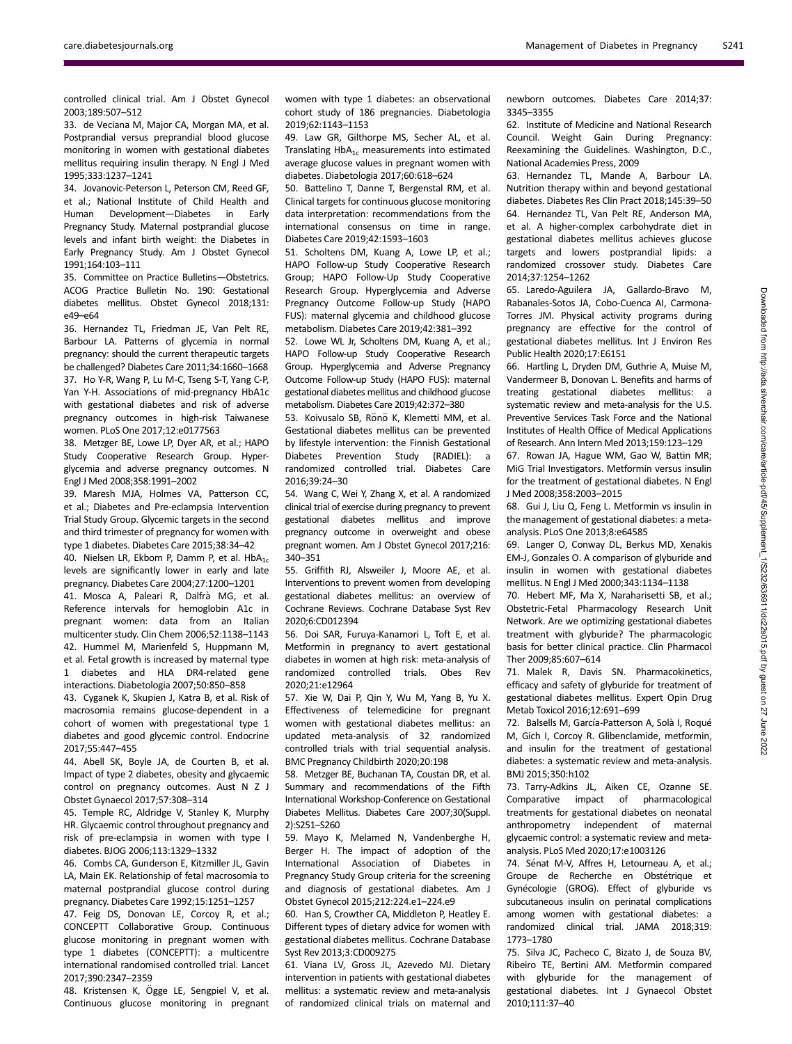controlled clinical trial. Am J Obstet Gynecol 2003;189:507–512

33. de Veciana M, Major CA, Morgan MA, et al. Postprandial versus preprandial blood glucose monitoring in women with gestational diabetes mellitus requiring insulin therapy. N Engl J Med 1995;333:1237–1241

34. Jovanovic-Peterson L, Peterson CM, Reed GF, et al.; National Institute of Child Health and Human Development—Diabetes in Early Pregnancy Study. Maternal postprandial glucose levels and infant birth weight: the Diabetes in Early Pregnancy Study. Am J Obstet Gynecol 1991;164:103–111

35. Committee on Practice Bulletins—Obstetrics. ACOG Practice Bulletin No. 190: Gestational diabetes mellitus. Obstet Gynecol 2018;131: e49–e64

36. Hernandez TL, Friedman JE, Van Pelt RE, Barbour LA. Patterns of glycemia in normal pregnancy: should the current therapeutic targets be challenged? Diabetes Care 2011;34:1660–1668

37. Ho Y-R, Wang P, Lu M-C, Tseng S-T, Yang C-P, Yan Y-H. Associations of mid-pregnancy HbA1c with gestational diabetes and risk of adverse pregnancy outcomes in high-risk Taiwanese women. PLoS One 2017;12:e0177563

38. Metzger BE, Lowe LP, Dyer AR, et al.; HAPO Study Cooperative Research Group. Hyperglycemia and adverse pregnancy outcomes. N Engl J Med 2008;358:1991–2002

39. Maresh MJA, Holmes VA, Patterson CC, et al.; Diabetes and Pre-eclampsia Intervention Trial Study Group. Glycemic targets in the second and third trimester of pregnancy for women with type 1 diabetes. Diabetes Care 2015;38:34–42

40. Nielsen LR, Ekbom P, Damm P, et al. $HbA_{1c}$ levels are significantly lower in early and late pregnancy. Diabetes Care 2004;27:1200–1201

41. Mosca A, Paleari R, Dalfrà MG, et al. Reference intervals for hemoglobin A1c in pregnant women: data from an Italian multicenter study. Clin Chem 2006;52:1138–1143

42. Hummel M, Marienfeld S, Huppmann M, et al. Fetal growth is increased by maternal type 1 diabetes and HLA DR4-related gene interactions. Diabetologia 2007;50:850–858

43. Cyganek K, Skupien J, Katra B, et al. Risk of macrosomia remains glucose-dependent in a cohort of women with pregestational type 1 diabetes and good glycemic control. Endocrine 2017;55:447–455

44. Abell SK, Boyle JA, de Courten B, et al. Impact of type 2 diabetes, obesity and glycaemic control on pregnancy outcomes. Aust N Z J Obstet Gynaecol 2017;57:308–314

45. Temple RC, Aldridge V, Stanley K, Murphy HR. Glycaemic control throughout pregnancy and risk of pre-eclampsia in women with type I diabetes. BJOG 2006;113:1329–1332

46. Combs CA, Gunderson E, Kitzmiller JL, Gavin LA, Main EK. Relationship of fetal macrosomia to maternal postprandial glucose control during pregnancy. Diabetes Care 1992;15:1251–1257

47. Feig DS, Donovan LE, Corcoy R, et al.; CONCEPTT Collaborative Group. Continuous glucose monitoring in pregnant women with type 1 diabetes (CONCEPTT): a multicentre international randomised controlled trial. Lancet 2017;390:2347–2359

48. Kristensen K, Ögge LE, Sengpiel V, et al. Continuous glucose monitoring in pregnant women with type 1 diabetes: an observational cohort study of 186 pregnancies. Diabetologia 2019;62:1143–1153

49. Law GR, Gilthorpe MS, Secher AL, et al. Translating $HbA_{1c}$ measurements into estimated average glucose values in pregnant women with diabetes. Diabetologia 2017;60:618–624

50. Battelino T, Danne T, Bergenstal RM, et al. Clinical targets for continuous glucose monitoring data interpretation: recommendations from the international consensus on time in range. Diabetes Care 2019;42:1593–1603

51. Scholtens DM, Kuang A, Lowe LP, et al.; HAPO Follow-up Study Cooperative Research Group; HAPO Follow-Up Study Cooperative Research Group. Hyperglycemia and Adverse Pregnancy Outcome Follow-up Study (HAPO FUS): maternal glycemia and childhood glucose metabolism. Diabetes Care 2019;42:381–392

52. Lowe WL Jr, Scholtens DM, Kuang A, et al.; HAPO Follow-up Study Cooperative Research Group. Hyperglycemia and Adverse Pregnancy Outcome Follow-up Study (HAPO FUS): maternal gestational diabetes mellitus and childhood glucose metabolism. Diabetes Care 2019;42:372–380

53. Koivusalo SB, Rönö K, Klemetti MM, et al. Gestational diabetes mellitus can be prevented by lifestyle intervention: the Finnish Gestational Diabetes Prevention Study (RADIEL): a randomized controlled trial. Diabetes Care 2016;39:24–30

54. Wang C, Wei Y, Zhang X, et al. A randomized clinical trial of exercise during pregnancy to prevent gestational diabetes mellitus and improve pregnancy outcome in overweight and obese pregnant women. Am J Obstet Gynecol 2017;216: 340–351

55. Griffith RJ, Alsweiler J, Moore AE, et al. Interventions to prevent women from developing gestational diabetes mellitus: an overview of Cochrane Reviews. Cochrane Database Syst Rev 2020;6:CD012394

56. Doi SAR, Furuya-Kanamori L, Toft E, et al. Metformin in pregnancy to avert gestational diabetes in women at high risk: meta-analysis of randomized controlled trials. Obes Rev 2020;21:e12964

57. Xie W, Dai P, Qin Y, Wu M, Yang B, Yu X. Effectiveness of telemedicine for pregnant women with gestational diabetes mellitus: an updated meta-analysis of 32 randomized controlled trials with trial sequential analysis. BMC Pregnancy Childbirth 2020;20:198

58. Metzger BE, Buchanan TA, Coustan DR, et al. Summary and recommendations of the Fifth International Workshop-Conference on Gestational Diabetes Mellitus. Diabetes Care 2007;30(Suppl. 2):S251–S260

59. Mayo K, Melamed N, Vandenberghe H, Berger H. The impact of adoption of the International Association of Diabetes in Pregnancy Study Group criteria for the screening and diagnosis of gestational diabetes. Am J Obstet Gynecol 2015;212:224.e1–224.e9

60. Han S, Crowther CA, Middleton P, Heatley E. Different types of dietary advice for women with gestational diabetes mellitus. Cochrane Database Syst Rev 2013;3:CD009275

61. Viana LV, Gross JL, Azevedo MJ. Dietary intervention in patients with gestational diabetes mellitus: a systematic review and meta-analysis of randomized clinical trials on maternal and newborn outcomes. Diabetes Care 2014;37: 3345–3355

62. Institute of Medicine and National Research Council. Weight Gain During Pregnancy: Reexamining the Guidelines. Washington, D.C., National Academies Press, 2009

63. Hernandez TL, Mande A, Barbour LA. Nutrition therapy within and beyond gestational diabetes. Diabetes Res Clin Pract 2018;145:39–50

64. Hernandez TL, Van Pelt RE, Anderson MA, et al. A higher-complex carbohydrate diet in gestational diabetes mellitus achieves glucose targets and lowers postprandial lipids: a randomized crossover study. Diabetes Care 2014;37:1254–1262

65. Laredo-Aguilera JA, Gallardo-Bravo M, Rabanales-Sotos JA, Cobo-Cuenca AI, Carmona-Torres JM. Physical activity programs during pregnancy are effective for the control of gestational diabetes mellitus. Int J Environ Res Public Health 2020;17:E6151

66. Hartling L, Dryden DM, Guthrie A, Muise M, Vandermeer B, Donovan L. Benefits and harms of treating gestational diabetes mellitus: a systematic review and meta-analysis for the U.S. Preventive Services Task Force and the National Institutes of Health Office of Medical Applications of Research. Ann Intern Med 2013;159:123–129

67. Rowan JA, Hague WM, Gao W, Battin MR; MiG Trial Investigators. Metformin versus insulin for the treatment of gestational diabetes. N Engl J Med 2008;358:2003–2015

68. Gui J, Liu Q, Feng L. Metformin vs insulin in the management of gestational diabetes: a meta-analysis. PLoS One 2013;8:e64585

69. Langer O, Conway DL, Berkus MD, Xenakis EM-J, Gonzales O. A comparison of glyburide and insulin in women with gestational diabetes mellitus. N Engl J Med 2000;343:1134–1138

70. Hebert MF, Ma X, Naraharisetti SB, et al.; Obstetric-Fetal Pharmacology Research Unit Network. Are we optimizing gestational diabetes treatment with glyburide? The pharmacologic basis for better clinical practice. Clin Pharmacol Ther 2009;85:607–614

71. Malek R, Davis SN. Pharmacokinetics, efficacy and safety of glyburide for treatment of gestational diabetes mellitus. Expert Opin Drug Metab Toxicol 2016;12:691–699

72. Balsells M, García-Patterson A, Solà I, Roqué M, Gich I, Corcoy R. Glibenclamide, metformin, and insulin for the treatment of gestational diabetes: a systematic review and meta-analysis. BMJ 2015;350:h102

73. Tarry-Adkins JL, Aiken CE, Ozanne SE. Comparative impact of pharmacological treatments for gestational diabetes on neonatal anthropometry independent of maternal glycaemic control: a systematic review and meta-analysis. PLoS Med 2020;17:e1003126

74. Sénat M-V, Affres H, Letourneau A, et al.; Groupe de Recherche en Obstétrique et Gynécologie (GROG). Effect of glyburide vs subcutaneous insulin on perinatal complications among women with gestational diabetes: a randomized clinical trial. JAMA 2018;319: 1773–1780

75. Silva JC, Pacheco C, Bizato J, de Souza BV, Ribeiro TE, Bertini AM. Metformin compared with glyburide for the management of gestational diabetes. Int J Gynaecol Obstet 2010;111:37–40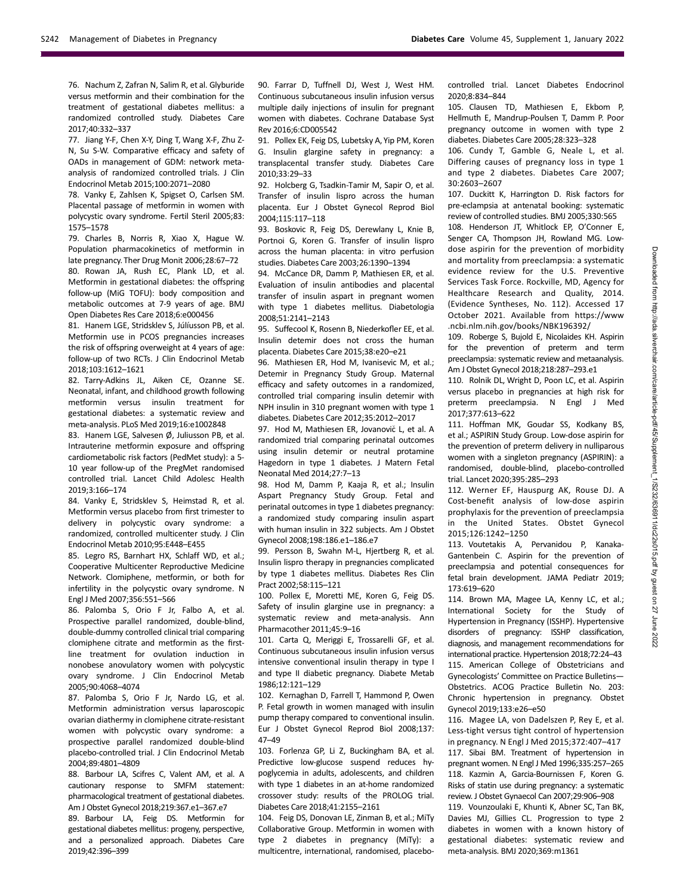76. Nachum Z, Zafran N, Salim R, et al. Glyburide versus metformin and their combination for the treatment of gestational diabetes mellitus: a randomized controlled study. Diabetes Care 2017;40:332–337

77. Jiang Y-F, Chen X-Y, Ding T, Wang X-F, Zhu Z-N, Su S-W. Comparative efficacy and safety of OADs in management of GDM: network meta-analysis of randomized controlled trials. J Clin Endocrinol Metab 2015;100:2071–2080

78. Vanky E, Zahlsen K, Spigset O, Carlsen SM. Placental passage of metformin in women with polycystic ovary syndrome. Fertil Steril 2005;83: 1575–1578

79. Charles B, Norris R, Xiao X, Hague W. Population pharmacokinetics of metformin in late pregnancy. Ther Drug Monit 2006;28:67–72

80. Rowan JA, Rush EC, Plank LD, et al. Metformin in gestational diabetes: the offspring follow-up (MiG TOFU): body composition and metabolic outcomes at 7-9 years of age. BMJ Open Diabetes Res Care 2018;6:e000456

81. Hanem LGE, Stridsklev S, Júlíusson PB, et al. Metformin use in PCOS pregnancies increases the risk of offspring overweight at 4 years of age: follow-up of two RCTs. J Clin Endocrinol Metab 2018;103:1612–1621

82. Tarry-Adkins JL, Aiken CE, Ozanne SE. Neonatal, infant, and childhood growth following metformin versus insulin treatment for gestational diabetes: a systematic review and meta-analysis. PLoS Med 2019;16:e1002848

83. Hanem LGE, Salvesen Ø, Juliusson PB, et al. Intrauterine metformin exposure and offspring cardiometabolic risk factors (PedMet study): a 5-10 year follow-up of the PregMet randomised controlled trial. Lancet Child Adolesc Health 2019;3:166–174

84. Vanky E, Stridsklev S, Heimstad R, et al. Metformin versus placebo from first trimester to delivery in polycystic ovary syndrome: a randomized, controlled multicenter study. J Clin Endocrinol Metab 2010;95:E448–E455

85. Legro RS, Barnhart HX, Schlaff WD, et al.; Cooperative Multicenter Reproductive Medicine Network. Clomiphene, metformin, or both for infertility in the polycystic ovary syndrome. N Engl J Med 2007;356:551–566

86. Palomba S, Orio F Jr, Falbo A, et al. Prospective parallel randomized, double-blind, double-dummy controlled clinical trial comparing clomiphene citrate and metformin as the first-line treatment for ovulation induction in nonobese anovulatory women with polycystic ovary syndrome. J Clin Endocrinol Metab 2005;90:4068–4074

87. Palomba S, Orio F Jr, Nardo LG, et al. Metformin administration versus laparoscopic ovarian diathermy in clomiphene citrate-resistant women with polycystic ovary syndrome: a prospective parallel randomized double-blind placebo-controlled trial. J Clin Endocrinol Metab 2004;89:4801–4809

88. Barbour LA, Scifres C, Valent AM, et al. A cautionary response to SMFM statement: pharmacological treatment of gestational diabetes. Am J Obstet Gynecol 2018;219:367.e1–367.e7

89. Barbour LA, Feig DS. Metformin for gestational diabetes mellitus: progeny, perspective, and a personalized approach. Diabetes Care 2019;42:396–399

90. Farrar D, Tuffnell DJ, West J, West HM. Continuous subcutaneous insulin infusion versus multiple daily injections of insulin for pregnant women with diabetes. Cochrane Database Syst Rev 2016;6:CD005542

91. Pollex EK, Feig DS, Lubetsky A, Yip PM, Koren G. Insulin glargine safety in pregnancy: a transplacental transfer study. Diabetes Care 2010;33:29–33

92. Holcberg G, Tsadkin-Tamir M, Sapir O, et al. Transfer of insulin lispro across the human placenta. Eur J Obstet Gynecol Reprod Biol 2004;115:117–118

93. Boskovic R, Feig DS, Derewlany L, Knie B, Portnoi G, Koren G. Transfer of insulin lispro across the human placenta: in vitro perfusion studies. Diabetes Care 2003;26:1390–1394

94. McCance DR, Damm P, Mathiesen ER, et al. Evaluation of insulin antibodies and placental transfer of insulin aspart in pregnant women with type 1 diabetes mellitus. Diabetologia 2008;51:2141–2143

95. Suffecool K, Rosenn B, Niederkofler EE, et al. Insulin detemir does not cross the human placenta. Diabetes Care 2015;38:e20–e21

96. Mathiesen ER, Hod M, Ivanisevic M, et al.; Detemir in Pregnancy Study Group. Maternal efficacy and safety outcomes in a randomized, controlled trial comparing insulin detemir with NPH insulin in 310 pregnant women with type 1 diabetes. Diabetes Care 2012;35:2012–2017

97. Hod M, Mathiesen ER, Jovanovič L, et al. A randomized trial comparing perinatal outcomes using insulin detemir or neutral protamine Hagedorn in type 1 diabetes. J Matern Fetal Neonatal Med 2014;27:7–13

98. Hod M, Damm P, Kaaja R, et al.; Insulin Aspart Pregnancy Study Group. Fetal and perinatal outcomes in type 1 diabetes pregnancy: a randomized study comparing insulin aspart with human insulin in 322 subjects. Am J Obstet Gynecol 2008;198:186.e1–186.e7

99. Persson B, Swahn M-L, Hjertberg R, et al. Insulin lispro therapy in pregnancies complicated by type 1 diabetes mellitus. Diabetes Res Clin Pract 2002;58:115–121

100. Pollex E, Moretti ME, Koren G, Feig DS. Safety of insulin glargine use in pregnancy: a systematic review and meta-analysis. Ann Pharmacother 2011;45:9–16

101. Carta Q, Meriggi E, Trossarelli GF, et al. Continuous subcutaneous insulin infusion versus intensive conventional insulin therapy in type I and type II diabetic pregnancy. Diabete Metab 1986;12:121–129

102. Kernaghan D, Farrell T, Hammond P, Owen P. Fetal growth in women managed with insulin pump therapy compared to conventional insulin. Eur J Obstet Gynecol Reprod Biol 2008;137: 47–49

103. Forlenza GP, Li Z, Buckingham BA, et al. Predictive low-glucose suspend reduces hypoglycemia in adults, adolescents, and children with type 1 diabetes in an at-home randomized crossover study: results of the PROLOG trial. Diabetes Care 2018;41:2155–2161

104. Feig DS, Donovan LE, Zinman B, et al.; MiTy Collaborative Group. Metformin in women with type 2 diabetes in pregnancy (MiTy): a multicentre, international, randomised, placebo-controlled trial. Lancet Diabetes Endocrinol 2020;8:834–844

105. Clausen TD, Mathiesen E, Ekbom P, Hellmuth E, Mandrup-Poulsen T, Damm P. Poor pregnancy outcome in women with type 2 diabetes. Diabetes Care 2005;28:323–328

106. Cundy T, Gamble G, Neale L, et al. Differing causes of pregnancy loss in type 1 and type 2 diabetes. Diabetes Care 2007; 30:2603–2607

107. Duckitt K, Harrington D. Risk factors for pre-eclampsia at antenatal booking: systematic review of controlled studies. BMJ 2005;330:565

108. Henderson JT, Whitlock EP, O'Conner E, Senger CA, Thompson JH, Rowland MG. Low-dose aspirin for the prevention of morbidity and mortality from preeclampsia: a systematic evidence review for the U.S. Preventive Services Task Force. Rockville, MD, Agency for Healthcare Research and Quality, 2014. (Evidence Syntheses, No. 112). Accessed 17 October 2021. Available from https://www.ncbi.nlm.nih.gov/books/NBK196392/

109. Roberge S, Bujold E, Nicolaides KH. Aspirin for the prevention of preterm and term preeclampsia: systematic review and metaanalysis. Am J Obstet Gynecol 2018;218:287–293.e1

110. Rolnik DL, Wright D, Poon LC, et al. Aspirin versus placebo in pregnancies at high risk for preterm preeclampsia. N Engl J Med 2017;377:613–622

111. Hoffman MK, Goudar SS, Kodkany BS, et al.; ASPIRIN Study Group. Low-dose aspirin for the prevention of preterm delivery in nulliparous women with a singleton pregnancy (ASPIRIN): a randomised, double-blind, placebo-controlled trial. Lancet 2020;395:285–293

112. Werner EF, Hauspurg AK, Rouse DJ. A Cost-benefit analysis of low-dose aspirin prophylaxis for the prevention of preeclampsia in the United States. Obstet Gynecol 2015;126:1242–1250

113. Voutetakis A, Pervanidou P, Kanaka-Gantenbein C. Aspirin for the prevention of preeclampsia and potential consequences for fetal brain development. JAMA Pediatr 2019; 173:619–620

114. Brown MA, Magee LA, Kenny LC, et al.; International Society for the Study of Hypertension in Pregnancy (ISSHP). Hypertensive disorders of pregnancy: ISSHP classification, diagnosis, and management recommendations for international practice. Hypertension 2018;72:24–43

115. American College of Obstetricians and Gynecologists' Committee on Practice Bulletins—Obstetrics. ACOG Practice Bulletin No. 203: Chronic hypertension in pregnancy. Obstet Gynecol 2019;133:e26–e50

116. Magee LA, von Dadelszen P, Rey E, et al. Less-tight versus tight control of hypertension in pregnancy. N Engl J Med 2015;372:407–417

117. Sibai BM. Treatment of hypertension in pregnant women. N Engl J Med 1996;335:257–265

118. Kazmin A, Garcia-Bournissen F, Koren G. Risks of statin use during pregnancy: a systematic review. J Obstet Gynaecol Can 2007;29:906–908

119. Vounzoulaki E, Khunti K, Abner SC, Tan BK, Davies MJ, Gillies CL. Progression to type 2 diabetes in women with a known history of gestational diabetes: systematic review and meta-analysis. BMJ 2020;369:m1361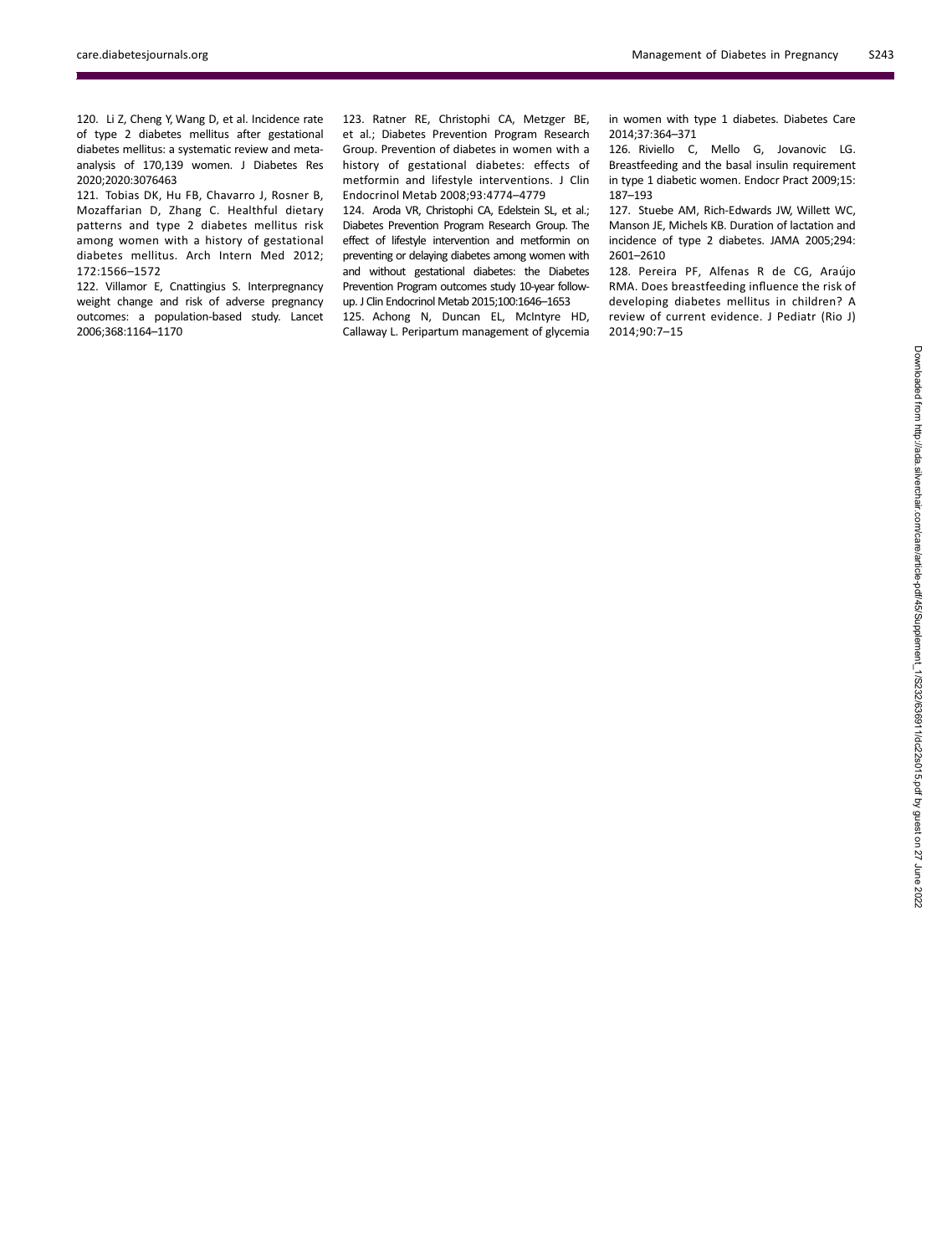120. Li Z, Cheng Y, Wang D, et al. Incidence rate of type 2 diabetes mellitus after gestational diabetes mellitus: a systematic review and meta-analysis of 170,139 women. J Diabetes Res 2020;2020:3076463

121. Tobias DK, Hu FB, Chavarro J, Rosner B, Mozaffarian D, Zhang C. Healthful dietary patterns and type 2 diabetes mellitus risk among women with a history of gestational diabetes mellitus. Arch Intern Med 2012; 172:1566–1572

122. Villamor E, Cnattingius S. Interpregnancy weight change and risk of adverse pregnancy outcomes: a population-based study. Lancet 2006;368:1164–1170

123. Ratner RE, Christophi CA, Metzger BE, et al.; Diabetes Prevention Program Research Group. Prevention of diabetes in women with a history of gestational diabetes: effects of metformin and lifestyle interventions. J Clin Endocrinol Metab 2008;93:4774–4779

124. Aroda VR, Christophi CA, Edelstein SL, et al.; Diabetes Prevention Program Research Group. The effect of lifestyle intervention and metformin on preventing or delaying diabetes among women with and without gestational diabetes: the Diabetes Prevention Program outcomes study 10-year follow-up. J Clin Endocrinol Metab 2015;100:1646–1653

125. Achong N, Duncan EL, McIntyre HD, Callaway L. Peripartum management of glycemia in women with type 1 diabetes. Diabetes Care 2014;37:364–371

126. Riviello C, Mello G, Jovanovic LG. Breastfeeding and the basal insulin requirement in type 1 diabetic women. Endocr Pract 2009;15: 187–193

127. Stuebe AM, Rich-Edwards JW, Willett WC, Manson JE, Michels KB. Duration of lactation and incidence of type 2 diabetes. JAMA 2005;294: 2601–2610

128. Pereira PF, Alfenas R de CG, Araújo RMA. Does breastfeeding influence the risk of developing diabetes mellitus in children? A review of current evidence. J Pediatr (Rio J) 2014;90:7–15